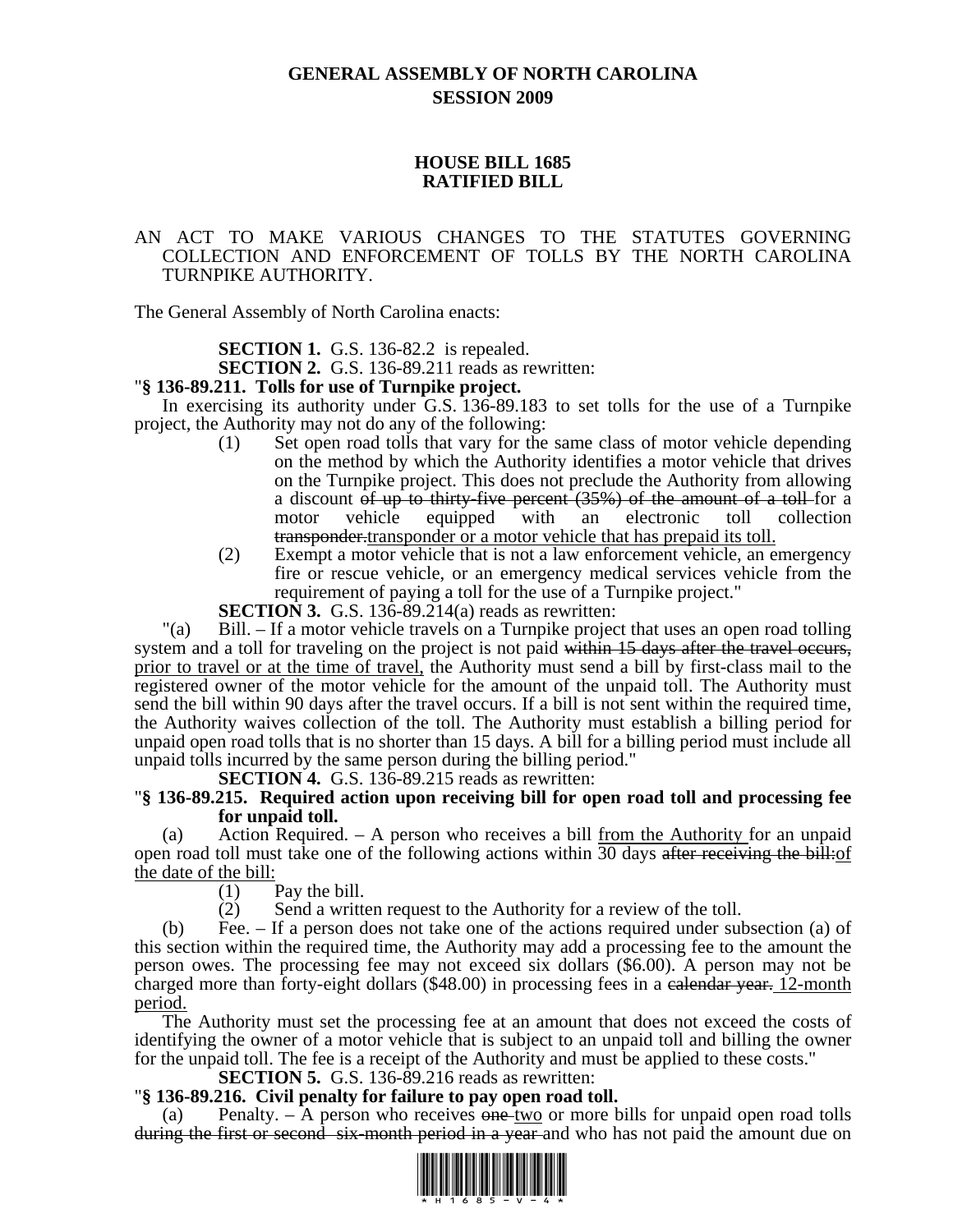# GENERAL ASSEMBLY OF NORTH CAROLINA
## SESSION 2009

## HOUSE BILL 1685
## RATIFIED BILL

AN ACT TO MAKE VARIOUS CHANGES TO THE STATUTES GOVERNING COLLECTION AND ENFORCEMENT OF TOLLS BY THE NORTH CAROLINA TURNPIKE AUTHORITY.

The General Assembly of North Carolina enacts:

**SECTION 1.** G.S. 136-82.2 is repealed.

**SECTION 2.** G.S. 136-89.211 reads as rewritten:

"**§ 136-89.211. Tolls for use of Turnpike project.**

In exercising its authority under G.S. 136-89.183 to set tolls for the use of a Turnpike project, the Authority may not do any of the following:

(1) Set open road tolls that vary for the same class of motor vehicle depending on the method by which the Authority identifies a motor vehicle that drives on the Turnpike project. This does not preclude the Authority from allowing a discount ~~of up to thirty-five percent (35%) of the amount of a toll~~ for a motor vehicle equipped with an electronic toll collection ~~transponder.~~<u>transponder or a motor vehicle that has prepaid its toll.</u>

(2) Exempt a motor vehicle that is not a law enforcement vehicle, an emergency fire or rescue vehicle, or an emergency medical services vehicle from the requirement of paying a toll for the use of a Turnpike project."

**SECTION 3.** G.S. 136-89.214(a) reads as rewritten:

"(a) Bill. – If a motor vehicle travels on a Turnpike project that uses an open road tolling system and a toll for traveling on the project is not paid ~~within 15 days after the travel occurs,~~ <u>prior to travel or at the time of travel,</u> the Authority must send a bill by first-class mail to the registered owner of the motor vehicle for the amount of the unpaid toll. The Authority must send the bill within 90 days after the travel occurs. If a bill is not sent within the required time, the Authority waives collection of the toll. The Authority must establish a billing period for unpaid open road tolls that is no shorter than 15 days. A bill for a billing period must include all unpaid tolls incurred by the same person during the billing period."

**SECTION 4.** G.S. 136-89.215 reads as rewritten:

"**§ 136-89.215. Required action upon receiving bill for open road toll and processing fee for unpaid toll.**

(a) Action Required. – A person who receives a bill <u>from the Authority</u> for an unpaid open road toll must take one of the following actions within 30 days ~~after receiving the bill:~~<u>of the date of the bill:</u>

(1) Pay the bill.

(2) Send a written request to the Authority for a review of the toll.

(b) Fee. – If a person does not take one of the actions required under subsection (a) of this section within the required time, the Authority may add a processing fee to the amount the person owes. The processing fee may not exceed six dollars ($6.00). A person may not be charged more than forty-eight dollars ($48.00) in processing fees in a ~~calendar year.~~ <u>12-month period.</u>

The Authority must set the processing fee at an amount that does not exceed the costs of identifying the owner of a motor vehicle that is subject to an unpaid toll and billing the owner for the unpaid toll. The fee is a receipt of the Authority and must be applied to these costs."

**SECTION 5.** G.S. 136-89.216 reads as rewritten:

"**§ 136-89.216. Civil penalty for failure to pay open road toll.**

(a) Penalty. – A person who receives ~~one~~ <u>two</u> or more bills for unpaid open road tolls ~~during the first or second six-month period in a year~~ and who has not paid the amount due on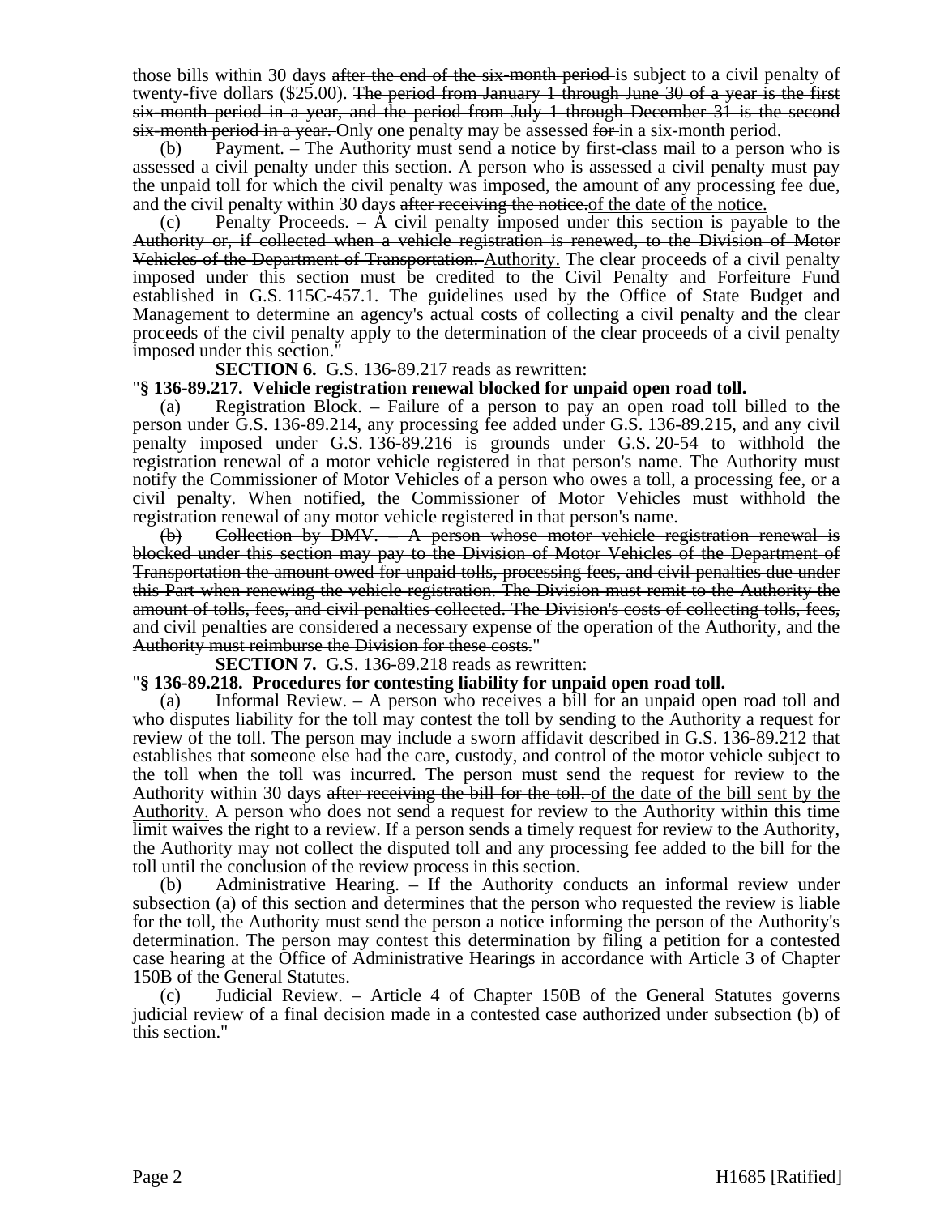those bills within 30 days ~~after the end of the six-month period~~ is subject to a civil penalty of twenty-five dollars ($25.00). ~~The period from January 1 through June 30 of a year is the first six-month period in a year, and the period from July 1 through December 31 is the second six-month period in a year.~~ Only one penalty may be assessed ~~for~~ in a six-month period.

(b) Payment. – The Authority must send a notice by first-class mail to a person who is assessed a civil penalty under this section. A person who is assessed a civil penalty must pay the unpaid toll for which the civil penalty was imposed, the amount of any processing fee due, and the civil penalty within 30 days ~~after receiving the notice.~~<u>of the date of the notice.</u>

(c) Penalty Proceeds. – A civil penalty imposed under this section is payable to the ~~Authority or, if collected when a vehicle registration is renewed, to the Division of Motor Vehicles of the Department of Transportation.~~ <u>Authority.</u> The clear proceeds of a civil penalty imposed under this section must be credited to the Civil Penalty and Forfeiture Fund established in G.S. 115C-457.1. The guidelines used by the Office of State Budget and Management to determine an agency's actual costs of collecting a civil penalty and the clear proceeds of the civil penalty apply to the determination of the clear proceeds of a civil penalty imposed under this section."

**SECTION 6.** G.S. 136-89.217 reads as rewritten:

"**§ 136-89.217. Vehicle registration renewal blocked for unpaid open road toll.**

(a) Registration Block. – Failure of a person to pay an open road toll billed to the person under G.S. 136-89.214, any processing fee added under G.S. 136-89.215, and any civil penalty imposed under G.S. 136-89.216 is grounds under G.S. 20-54 to withhold the registration renewal of a motor vehicle registered in that person's name. The Authority must notify the Commissioner of Motor Vehicles of a person who owes a toll, a processing fee, or a civil penalty. When notified, the Commissioner of Motor Vehicles must withhold the registration renewal of any motor vehicle registered in that person's name.

~~(b) Collection by DMV. – A person whose motor vehicle registration renewal is blocked under this section may pay to the Division of Motor Vehicles of the Department of Transportation the amount owed for unpaid tolls, processing fees, and civil penalties due under this Part when renewing the vehicle registration. The Division must remit to the Authority the amount of tolls, fees, and civil penalties collected. The Division's costs of collecting tolls, fees, and civil penalties are considered a necessary expense of the operation of the Authority, and the Authority must reimburse the Division for these costs.~~"

**SECTION 7.** G.S. 136-89.218 reads as rewritten:

"**§ 136-89.218. Procedures for contesting liability for unpaid open road toll.**

(a) Informal Review. – A person who receives a bill for an unpaid open road toll and who disputes liability for the toll may contest the toll by sending to the Authority a request for review of the toll. The person may include a sworn affidavit described in G.S. 136-89.212 that establishes that someone else had the care, custody, and control of the motor vehicle subject to the toll when the toll was incurred. The person must send the request for review to the Authority within 30 days ~~after receiving the bill for the toll.~~ <u>of the date of the bill sent by the Authority.</u> A person who does not send a request for review to the Authority within this time limit waives the right to a review. If a person sends a timely request for review to the Authority, the Authority may not collect the disputed toll and any processing fee added to the bill for the toll until the conclusion of the review process in this section.

(b) Administrative Hearing. – If the Authority conducts an informal review under subsection (a) of this section and determines that the person who requested the review is liable for the toll, the Authority must send the person a notice informing the person of the Authority's determination. The person may contest this determination by filing a petition for a contested case hearing at the Office of Administrative Hearings in accordance with Article 3 of Chapter 150B of the General Statutes.

(c) Judicial Review. – Article 4 of Chapter 150B of the General Statutes governs judicial review of a final decision made in a contested case authorized under subsection (b) of this section."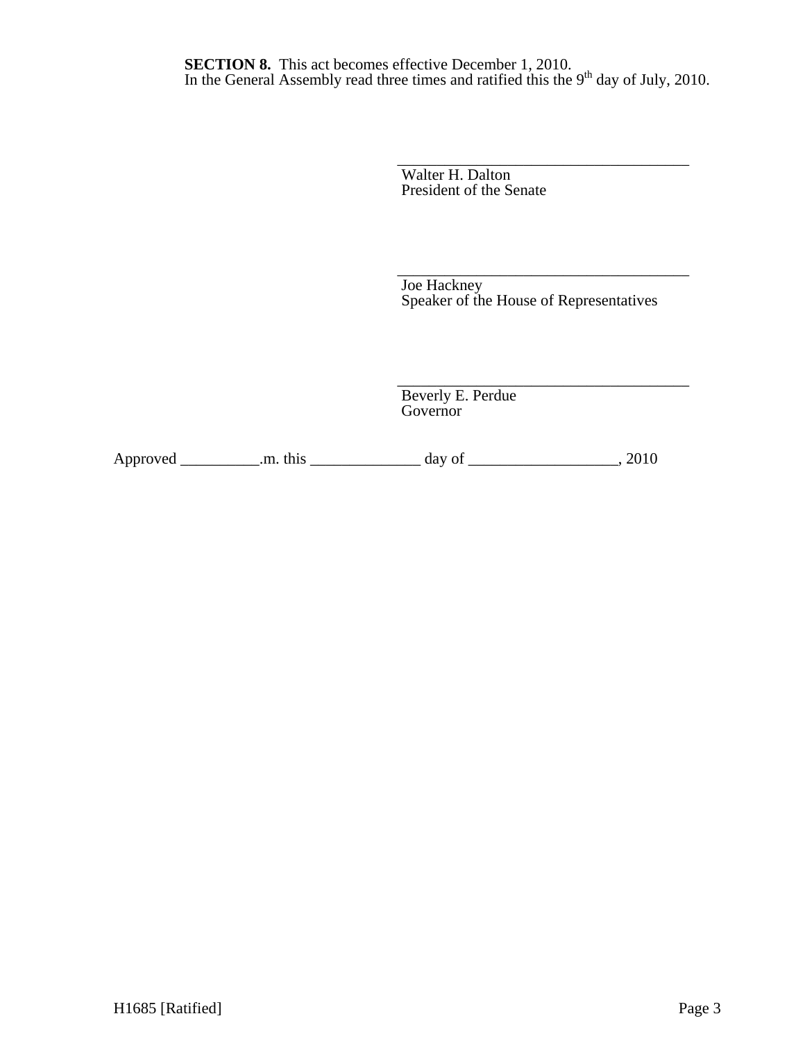**SECTION 8.** This act becomes effective December 1, 2010.

In the General Assembly read three times and ratified this the 9th day of July, 2010.

_____________________________________
Walter H. Dalton
President of the Senate

_____________________________________
Joe Hackney
Speaker of the House of Representatives

_____________________________________
Beverly E. Perdue
Governor

Approved __________.m. this ______________ day of ___________________, 2010